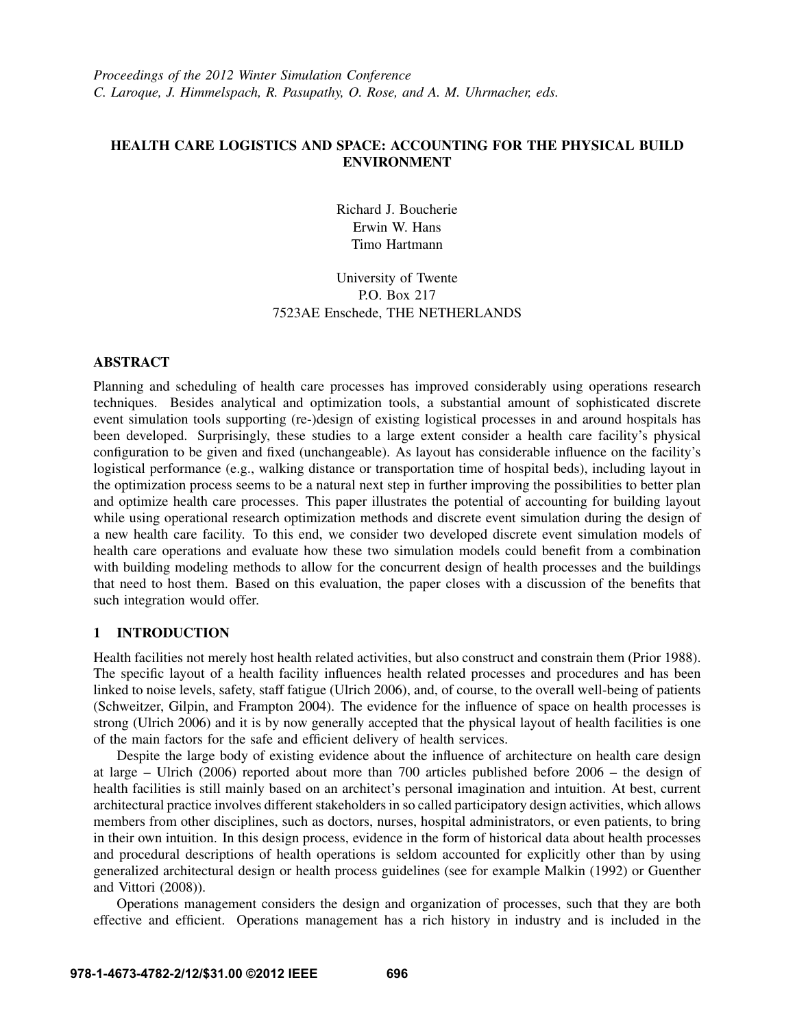*Proceedings of the 2012 Winter Simulation Conference*
*C. Laroque, J. Himmelspach, R. Pasupathy, O. Rose, and A. M. Uhrmacher, eds.*

# HEALTH CARE LOGISTICS AND SPACE: ACCOUNTING FOR THE PHYSICAL BUILD ENVIRONMENT

Richard J. Boucherie
Erwin W. Hans
Timo Hartmann

University of Twente
P.O. Box 217
7523AE Enschede, THE NETHERLANDS

## ABSTRACT

Planning and scheduling of health care processes has improved considerably using operations research techniques. Besides analytical and optimization tools, a substantial amount of sophisticated discrete event simulation tools supporting (re-)design of existing logistical processes in and around hospitals has been developed. Surprisingly, these studies to a large extent consider a health care facility's physical configuration to be given and fixed (unchangeable). As layout has considerable influence on the facility's logistical performance (e.g., walking distance or transportation time of hospital beds), including layout in the optimization process seems to be a natural next step in further improving the possibilities to better plan and optimize health care processes. This paper illustrates the potential of accounting for building layout while using operational research optimization methods and discrete event simulation during the design of a new health care facility. To this end, we consider two developed discrete event simulation models of health care operations and evaluate how these two simulation models could benefit from a combination with building modeling methods to allow for the concurrent design of health processes and the buildings that need to host them. Based on this evaluation, the paper closes with a discussion of the benefits that such integration would offer.

## 1 INTRODUCTION

Health facilities not merely host health related activities, but also construct and constrain them (Prior 1988). The specific layout of a health facility influences health related processes and procedures and has been linked to noise levels, safety, staff fatigue (Ulrich 2006), and, of course, to the overall well-being of patients (Schweitzer, Gilpin, and Frampton 2004). The evidence for the influence of space on health processes is strong (Ulrich 2006) and it is by now generally accepted that the physical layout of health facilities is one of the main factors for the safe and efficient delivery of health services.

Despite the large body of existing evidence about the influence of architecture on health care design at large – Ulrich (2006) reported about more than 700 articles published before 2006 – the design of health facilities is still mainly based on an architect's personal imagination and intuition. At best, current architectural practice involves different stakeholders in so called participatory design activities, which allows members from other disciplines, such as doctors, nurses, hospital administrators, or even patients, to bring in their own intuition. In this design process, evidence in the form of historical data about health processes and procedural descriptions of health operations is seldom accounted for explicitly other than by using generalized architectural design or health process guidelines (see for example Malkin (1992) or Guenther and Vittori (2008)).

Operations management considers the design and organization of processes, such that they are both effective and efficient. Operations management has a rich history in industry and is included in the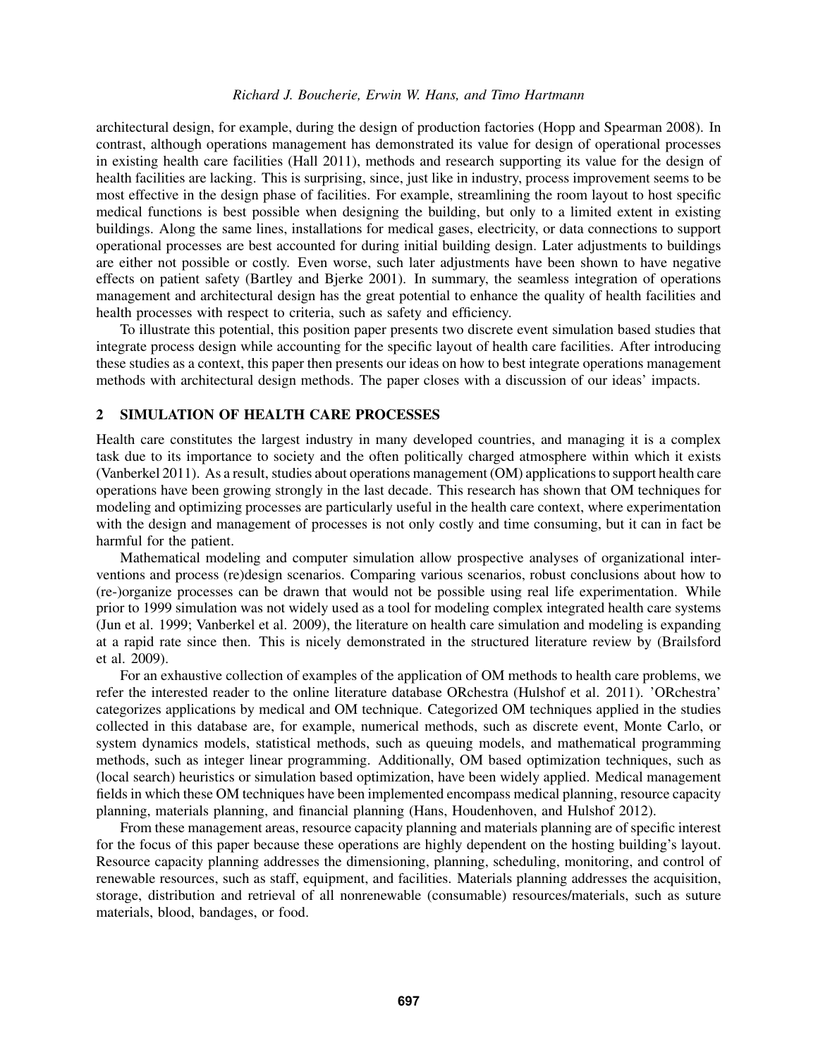architectural design, for example, during the design of production factories (Hopp and Spearman 2008). In contrast, although operations management has demonstrated its value for design of operational processes in existing health care facilities (Hall 2011), methods and research supporting its value for the design of health facilities are lacking. This is surprising, since, just like in industry, process improvement seems to be most effective in the design phase of facilities. For example, streamlining the room layout to host specific medical functions is best possible when designing the building, but only to a limited extent in existing buildings. Along the same lines, installations for medical gases, electricity, or data connections to support operational processes are best accounted for during initial building design. Later adjustments to buildings are either not possible or costly. Even worse, such later adjustments have been shown to have negative effects on patient safety (Bartley and Bjerke 2001). In summary, the seamless integration of operations management and architectural design has the great potential to enhance the quality of health facilities and health processes with respect to criteria, such as safety and efficiency.

To illustrate this potential, this position paper presents two discrete event simulation based studies that integrate process design while accounting for the specific layout of health care facilities. After introducing these studies as a context, this paper then presents our ideas on how to best integrate operations management methods with architectural design methods. The paper closes with a discussion of our ideas' impacts.

## 2 SIMULATION OF HEALTH CARE PROCESSES

Health care constitutes the largest industry in many developed countries, and managing it is a complex task due to its importance to society and the often politically charged atmosphere within which it exists (Vanberkel 2011). As a result, studies about operations management (OM) applications to support health care operations have been growing strongly in the last decade. This research has shown that OM techniques for modeling and optimizing processes are particularly useful in the health care context, where experimentation with the design and management of processes is not only costly and time consuming, but it can in fact be harmful for the patient.

Mathematical modeling and computer simulation allow prospective analyses of organizational interventions and process (re)design scenarios. Comparing various scenarios, robust conclusions about how to (re-)organize processes can be drawn that would not be possible using real life experimentation. While prior to 1999 simulation was not widely used as a tool for modeling complex integrated health care systems (Jun et al. 1999; Vanberkel et al. 2009), the literature on health care simulation and modeling is expanding at a rapid rate since then. This is nicely demonstrated in the structured literature review by (Brailsford et al. 2009).

For an exhaustive collection of examples of the application of OM methods to health care problems, we refer the interested reader to the online literature database ORchestra (Hulshof et al. 2011). 'ORchestra' categorizes applications by medical and OM technique. Categorized OM techniques applied in the studies collected in this database are, for example, numerical methods, such as discrete event, Monte Carlo, or system dynamics models, statistical methods, such as queuing models, and mathematical programming methods, such as integer linear programming. Additionally, OM based optimization techniques, such as (local search) heuristics or simulation based optimization, have been widely applied. Medical management fields in which these OM techniques have been implemented encompass medical planning, resource capacity planning, materials planning, and financial planning (Hans, Houdenhoven, and Hulshof 2012).

From these management areas, resource capacity planning and materials planning are of specific interest for the focus of this paper because these operations are highly dependent on the hosting building's layout. Resource capacity planning addresses the dimensioning, planning, scheduling, monitoring, and control of renewable resources, such as staff, equipment, and facilities. Materials planning addresses the acquisition, storage, distribution and retrieval of all nonrenewable (consumable) resources/materials, such as suture materials, blood, bandages, or food.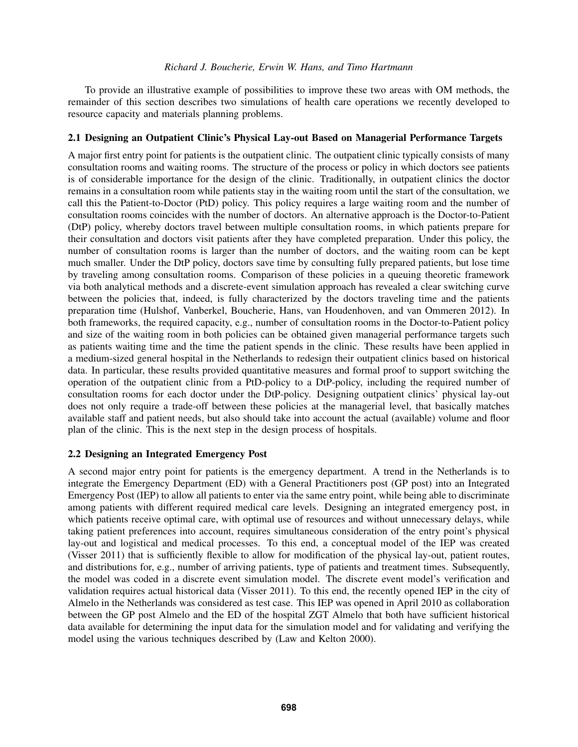To provide an illustrative example of possibilities to improve these two areas with OM methods, the remainder of this section describes two simulations of health care operations we recently developed to resource capacity and materials planning problems.

### 2.1 Designing an Outpatient Clinic's Physical Lay-out Based on Managerial Performance Targets

A major first entry point for patients is the outpatient clinic. The outpatient clinic typically consists of many consultation rooms and waiting rooms. The structure of the process or policy in which doctors see patients is of considerable importance for the design of the clinic. Traditionally, in outpatient clinics the doctor remains in a consultation room while patients stay in the waiting room until the start of the consultation, we call this the Patient-to-Doctor (PtD) policy. This policy requires a large waiting room and the number of consultation rooms coincides with the number of doctors. An alternative approach is the Doctor-to-Patient (DtP) policy, whereby doctors travel between multiple consultation rooms, in which patients prepare for their consultation and doctors visit patients after they have completed preparation. Under this policy, the number of consultation rooms is larger than the number of doctors, and the waiting room can be kept much smaller. Under the DtP policy, doctors save time by consulting fully prepared patients, but lose time by traveling among consultation rooms. Comparison of these policies in a queuing theoretic framework via both analytical methods and a discrete-event simulation approach has revealed a clear switching curve between the policies that, indeed, is fully characterized by the doctors traveling time and the patients preparation time (Hulshof, Vanberkel, Boucherie, Hans, van Houdenhoven, and van Ommeren 2012). In both frameworks, the required capacity, e.g., number of consultation rooms in the Doctor-to-Patient policy and size of the waiting room in both policies can be obtained given managerial performance targets such as patients waiting time and the time the patient spends in the clinic. These results have been applied in a medium-sized general hospital in the Netherlands to redesign their outpatient clinics based on historical data. In particular, these results provided quantitative measures and formal proof to support switching the operation of the outpatient clinic from a PtD-policy to a DtP-policy, including the required number of consultation rooms for each doctor under the DtP-policy. Designing outpatient clinics' physical lay-out does not only require a trade-off between these policies at the managerial level, that basically matches available staff and patient needs, but also should take into account the actual (available) volume and floor plan of the clinic. This is the next step in the design process of hospitals.

### 2.2 Designing an Integrated Emergency Post

A second major entry point for patients is the emergency department. A trend in the Netherlands is to integrate the Emergency Department (ED) with a General Practitioners post (GP post) into an Integrated Emergency Post (IEP) to allow all patients to enter via the same entry point, while being able to discriminate among patients with different required medical care levels. Designing an integrated emergency post, in which patients receive optimal care, with optimal use of resources and without unnecessary delays, while taking patient preferences into account, requires simultaneous consideration of the entry point's physical lay-out and logistical and medical processes. To this end, a conceptual model of the IEP was created (Visser 2011) that is sufficiently flexible to allow for modification of the physical lay-out, patient routes, and distributions for, e.g., number of arriving patients, type of patients and treatment times. Subsequently, the model was coded in a discrete event simulation model. The discrete event model's verification and validation requires actual historical data (Visser 2011). To this end, the recently opened IEP in the city of Almelo in the Netherlands was considered as test case. This IEP was opened in April 2010 as collaboration between the GP post Almelo and the ED of the hospital ZGT Almelo that both have sufficient historical data available for determining the input data for the simulation model and for validating and verifying the model using the various techniques described by (Law and Kelton 2000).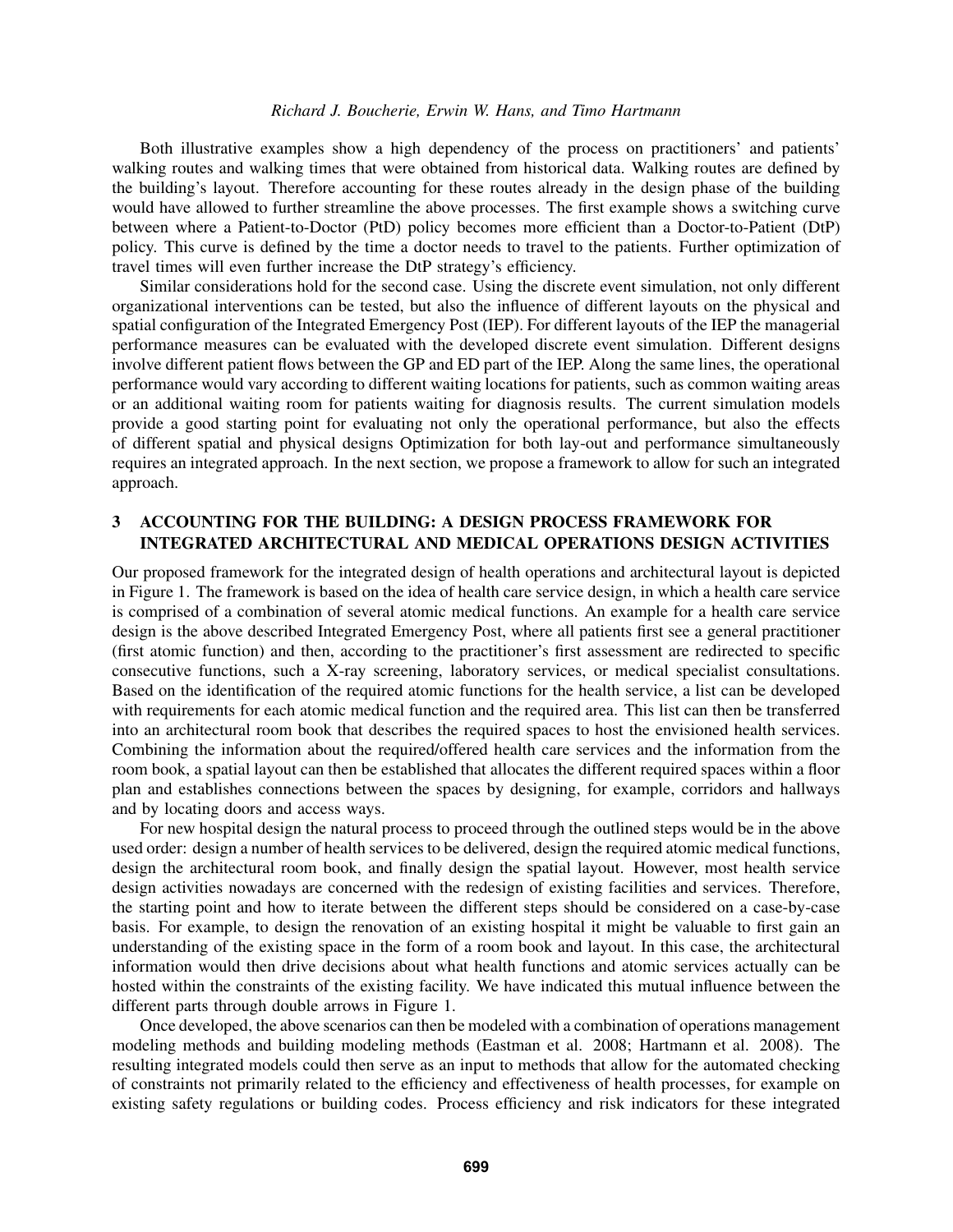Both illustrative examples show a high dependency of the process on practitioners' and patients' walking routes and walking times that were obtained from historical data. Walking routes are defined by the building's layout. Therefore accounting for these routes already in the design phase of the building would have allowed to further streamline the above processes. The first example shows a switching curve between where a Patient-to-Doctor (PtD) policy becomes more efficient than a Doctor-to-Patient (DtP) policy. This curve is defined by the time a doctor needs to travel to the patients. Further optimization of travel times will even further increase the DtP strategy's efficiency.

Similar considerations hold for the second case. Using the discrete event simulation, not only different organizational interventions can be tested, but also the influence of different layouts on the physical and spatial configuration of the Integrated Emergency Post (IEP). For different layouts of the IEP the managerial performance measures can be evaluated with the developed discrete event simulation. Different designs involve different patient flows between the GP and ED part of the IEP. Along the same lines, the operational performance would vary according to different waiting locations for patients, such as common waiting areas or an additional waiting room for patients waiting for diagnosis results. The current simulation models provide a good starting point for evaluating not only the operational performance, but also the effects of different spatial and physical designs Optimization for both lay-out and performance simultaneously requires an integrated approach. In the next section, we propose a framework to allow for such an integrated approach.

# 3 ACCOUNTING FOR THE BUILDING: A DESIGN PROCESS FRAMEWORK FOR INTEGRATED ARCHITECTURAL AND MEDICAL OPERATIONS DESIGN ACTIVITIES

Our proposed framework for the integrated design of health operations and architectural layout is depicted in Figure 1. The framework is based on the idea of health care service design, in which a health care service is comprised of a combination of several atomic medical functions. An example for a health care service design is the above described Integrated Emergency Post, where all patients first see a general practitioner (first atomic function) and then, according to the practitioner's first assessment are redirected to specific consecutive functions, such a X-ray screening, laboratory services, or medical specialist consultations. Based on the identification of the required atomic functions for the health service, a list can be developed with requirements for each atomic medical function and the required area. This list can then be transferred into an architectural room book that describes the required spaces to host the envisioned health services. Combining the information about the required/offered health care services and the information from the room book, a spatial layout can then be established that allocates the different required spaces within a floor plan and establishes connections between the spaces by designing, for example, corridors and hallways and by locating doors and access ways.

For new hospital design the natural process to proceed through the outlined steps would be in the above used order: design a number of health services to be delivered, design the required atomic medical functions, design the architectural room book, and finally design the spatial layout. However, most health service design activities nowadays are concerned with the redesign of existing facilities and services. Therefore, the starting point and how to iterate between the different steps should be considered on a case-by-case basis. For example, to design the renovation of an existing hospital it might be valuable to first gain an understanding of the existing space in the form of a room book and layout. In this case, the architectural information would then drive decisions about what health functions and atomic services actually can be hosted within the constraints of the existing facility. We have indicated this mutual influence between the different parts through double arrows in Figure 1.

Once developed, the above scenarios can then be modeled with a combination of operations management modeling methods and building modeling methods (Eastman et al. 2008; Hartmann et al. 2008). The resulting integrated models could then serve as an input to methods that allow for the automated checking of constraints not primarily related to the efficiency and effectiveness of health processes, for example on existing safety regulations or building codes. Process efficiency and risk indicators for these integrated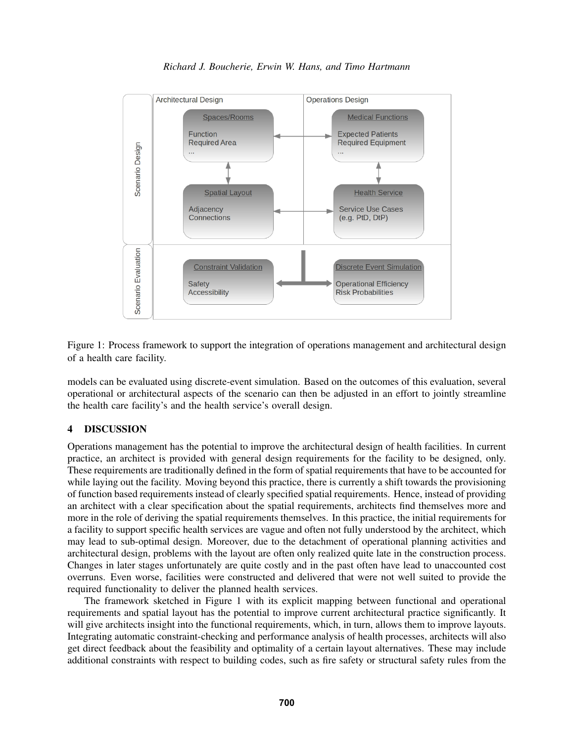Architectural Design

Operations Design

Scenario Design

Spaces/Rooms

Function
Required Area
...

Medical Functions

Expected Patients
Required Equipment
...

Spatial Layout

Adjacency
Connections

Health Service

Service Use Cases
(e.g. PtD, DtP)

Scenario Evaluation

Constraint Validation

Safety
Accessibility

Discrete Event Simulation

Operational Efficiency
Risk Probabilities

Figure 1: Process framework to support the integration of operations management and architectural design of a health care facility.

models can be evaluated using discrete-event simulation. Based on the outcomes of this evaluation, several operational or architectural aspects of the scenario can then be adjusted in an effort to jointly streamline the health care facility's and the health service's overall design.

## 4 DISCUSSION

Operations management has the potential to improve the architectural design of health facilities. In current practice, an architect is provided with general design requirements for the facility to be designed, only. These requirements are traditionally defined in the form of spatial requirements that have to be accounted for while laying out the facility. Moving beyond this practice, there is currently a shift towards the provisioning of function based requirements instead of clearly specified spatial requirements. Hence, instead of providing an architect with a clear specification about the spatial requirements, architects find themselves more and more in the role of deriving the spatial requirements themselves. In this practice, the initial requirements for a facility to support specific health services are vague and often not fully understood by the architect, which may lead to sub-optimal design. Moreover, due to the detachment of operational planning activities and architectural design, problems with the layout are often only realized quite late in the construction process. Changes in later stages unfortunately are quite costly and in the past often have lead to unaccounted cost overruns. Even worse, facilities were constructed and delivered that were not well suited to provide the required functionality to deliver the planned health services.

The framework sketched in Figure 1 with its explicit mapping between functional and operational requirements and spatial layout has the potential to improve current architectural practice significantly. It will give architects insight into the functional requirements, which, in turn, allows them to improve layouts. Integrating automatic constraint-checking and performance analysis of health processes, architects will also get direct feedback about the feasibility and optimality of a certain layout alternatives. These may include additional constraints with respect to building codes, such as fire safety or structural safety rules from the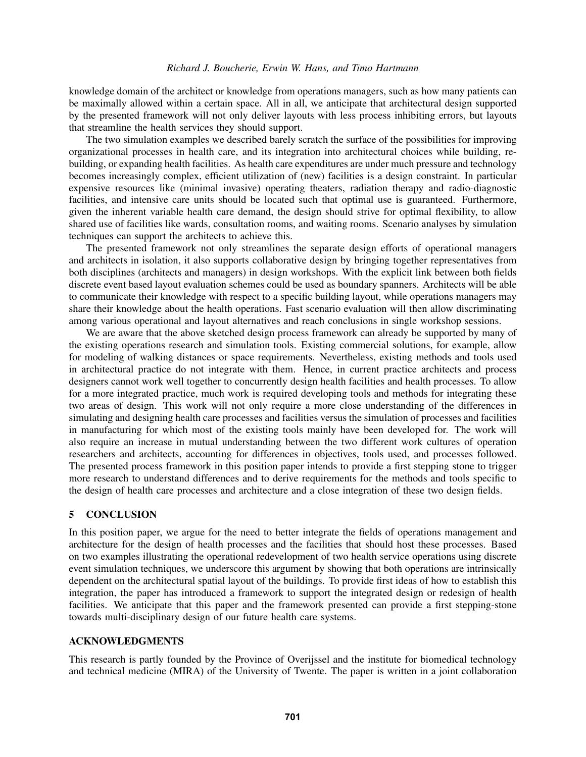knowledge domain of the architect or knowledge from operations managers, such as how many patients can be maximally allowed within a certain space. All in all, we anticipate that architectural design supported by the presented framework will not only deliver layouts with less process inhibiting errors, but layouts that streamline the health services they should support.

The two simulation examples we described barely scratch the surface of the possibilities for improving organizational processes in health care, and its integration into architectural choices while building, rebuilding, or expanding health facilities. As health care expenditures are under much pressure and technology becomes increasingly complex, efficient utilization of (new) facilities is a design constraint. In particular expensive resources like (minimal invasive) operating theaters, radiation therapy and radio-diagnostic facilities, and intensive care units should be located such that optimal use is guaranteed. Furthermore, given the inherent variable health care demand, the design should strive for optimal flexibility, to allow shared use of facilities like wards, consultation rooms, and waiting rooms. Scenario analyses by simulation techniques can support the architects to achieve this.

The presented framework not only streamlines the separate design efforts of operational managers and architects in isolation, it also supports collaborative design by bringing together representatives from both disciplines (architects and managers) in design workshops. With the explicit link between both fields discrete event based layout evaluation schemes could be used as boundary spanners. Architects will be able to communicate their knowledge with respect to a specific building layout, while operations managers may share their knowledge about the health operations. Fast scenario evaluation will then allow discriminating among various operational and layout alternatives and reach conclusions in single workshop sessions.

We are aware that the above sketched design process framework can already be supported by many of the existing operations research and simulation tools. Existing commercial solutions, for example, allow for modeling of walking distances or space requirements. Nevertheless, existing methods and tools used in architectural practice do not integrate with them. Hence, in current practice architects and process designers cannot work well together to concurrently design health facilities and health processes. To allow for a more integrated practice, much work is required developing tools and methods for integrating these two areas of design. This work will not only require a more close understanding of the differences in simulating and designing health care processes and facilities versus the simulation of processes and facilities in manufacturing for which most of the existing tools mainly have been developed for. The work will also require an increase in mutual understanding between the two different work cultures of operation researchers and architects, accounting for differences in objectives, tools used, and processes followed. The presented process framework in this position paper intends to provide a first stepping stone to trigger more research to understand differences and to derive requirements for the methods and tools specific to the design of health care processes and architecture and a close integration of these two design fields.

## 5 CONCLUSION

In this position paper, we argue for the need to better integrate the fields of operations management and architecture for the design of health processes and the facilities that should host these processes. Based on two examples illustrating the operational redevelopment of two health service operations using discrete event simulation techniques, we underscore this argument by showing that both operations are intrinsically dependent on the architectural spatial layout of the buildings. To provide first ideas of how to establish this integration, the paper has introduced a framework to support the integrated design or redesign of health facilities. We anticipate that this paper and the framework presented can provide a first stepping-stone towards multi-disciplinary design of our future health care systems.

## ACKNOWLEDGMENTS

This research is partly founded by the Province of Overijssel and the institute for biomedical technology and technical medicine (MIRA) of the University of Twente. The paper is written in a joint collaboration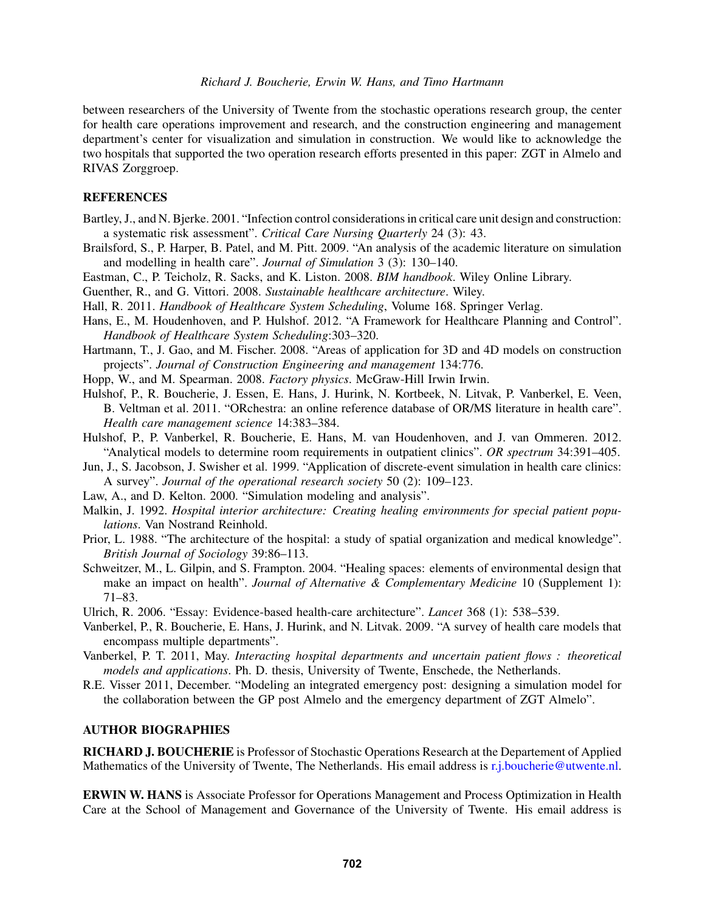between researchers of the University of Twente from the stochastic operations research group, the center for health care operations improvement and research, and the construction engineering and management department's center for visualization and simulation in construction. We would like to acknowledge the two hospitals that supported the two operation research efforts presented in this paper: ZGT in Almelo and RIVAS Zorggroep.

## REFERENCES

Bartley, J., and N. Bjerke. 2001. "Infection control considerations in critical care unit design and construction: a systematic risk assessment". *Critical Care Nursing Quarterly* 24 (3): 43.

Brailsford, S., P. Harper, B. Patel, and M. Pitt. 2009. "An analysis of the academic literature on simulation and modelling in health care". *Journal of Simulation* 3 (3): 130–140.

Eastman, C., P. Teicholz, R. Sacks, and K. Liston. 2008. *BIM handbook*. Wiley Online Library.

Guenther, R., and G. Vittori. 2008. *Sustainable healthcare architecture*. Wiley.

Hall, R. 2011. *Handbook of Healthcare System Scheduling*, Volume 168. Springer Verlag.

Hans, E., M. Houdenhoven, and P. Hulshof. 2012. "A Framework for Healthcare Planning and Control". *Handbook of Healthcare System Scheduling*:303–320.

Hartmann, T., J. Gao, and M. Fischer. 2008. "Areas of application for 3D and 4D models on construction projects". *Journal of Construction Engineering and management* 134:776.

Hopp, W., and M. Spearman. 2008. *Factory physics*. McGraw-Hill Irwin Irwin.

Hulshof, P., R. Boucherie, J. Essen, E. Hans, J. Hurink, N. Kortbeek, N. Litvak, P. Vanberkel, E. Veen, B. Veltman et al. 2011. "ORchestra: an online reference database of OR/MS literature in health care". *Health care management science* 14:383–384.

Hulshof, P., P. Vanberkel, R. Boucherie, E. Hans, M. van Houdenhoven, and J. van Ommeren. 2012. "Analytical models to determine room requirements in outpatient clinics". *OR spectrum* 34:391–405.

Jun, J., S. Jacobson, J. Swisher et al. 1999. "Application of discrete-event simulation in health care clinics: A survey". *Journal of the operational research society* 50 (2): 109–123.

Law, A., and D. Kelton. 2000. "Simulation modeling and analysis".

Malkin, J. 1992. *Hospital interior architecture: Creating healing environments for special patient populations*. Van Nostrand Reinhold.

Prior, L. 1988. "The architecture of the hospital: a study of spatial organization and medical knowledge". *British Journal of Sociology* 39:86–113.

Schweitzer, M., L. Gilpin, and S. Frampton. 2004. "Healing spaces: elements of environmental design that make an impact on health". *Journal of Alternative & Complementary Medicine* 10 (Supplement 1): 71–83.

Ulrich, R. 2006. "Essay: Evidence-based health-care architecture". *Lancet* 368 (1): 538–539.

Vanberkel, P., R. Boucherie, E. Hans, J. Hurink, and N. Litvak. 2009. "A survey of health care models that encompass multiple departments".

Vanberkel, P. T. 2011, May. *Interacting hospital departments and uncertain patient flows : theoretical models and applications*. Ph. D. thesis, University of Twente, Enschede, the Netherlands.

R.E. Visser 2011, December. "Modeling an integrated emergency post: designing a simulation model for the collaboration between the GP post Almelo and the emergency department of ZGT Almelo".

## AUTHOR BIOGRAPHIES

**RICHARD J. BOUCHERIE** is Professor of Stochastic Operations Research at the Departement of Applied Mathematics of the University of Twente, The Netherlands. His email address is r.j.boucherie@utwente.nl.

**ERWIN W. HANS** is Associate Professor for Operations Management and Process Optimization in Health Care at the School of Management and Governance of the University of Twente. His email address is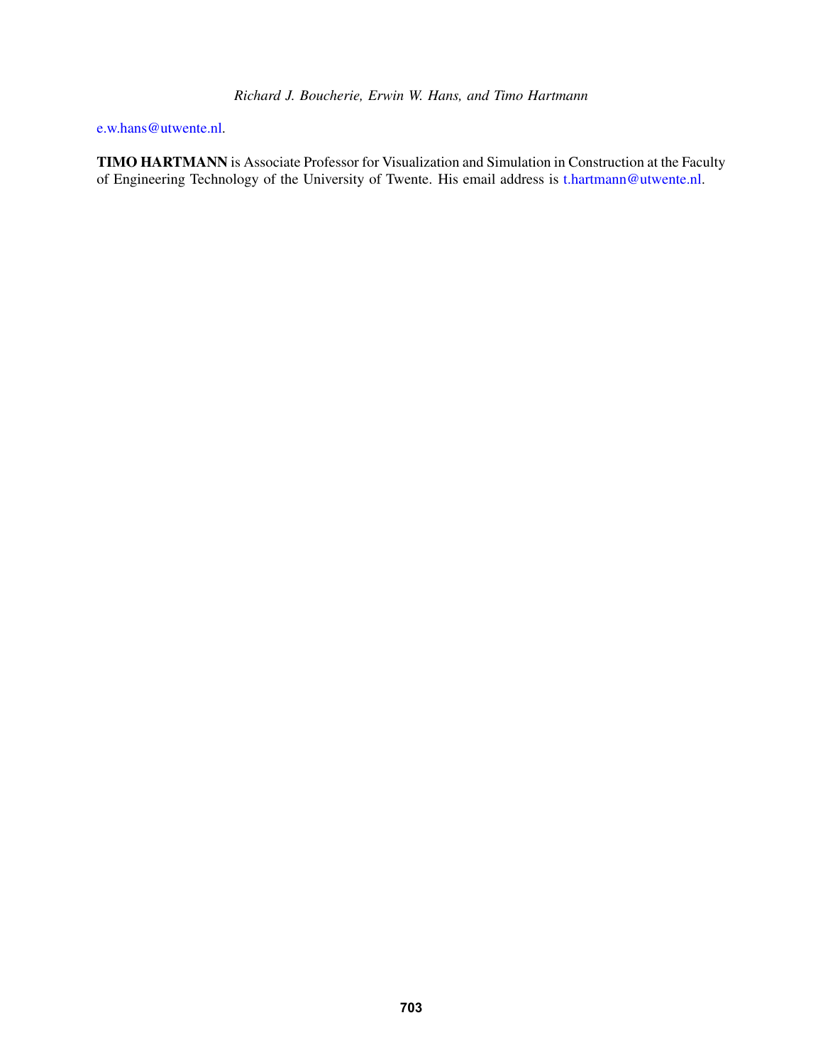e.w.hans@utwente.nl.

**TIMO HARTMANN** is Associate Professor for Visualization and Simulation in Construction at the Faculty of Engineering Technology of the University of Twente. His email address is t.hartmann@utwente.nl.